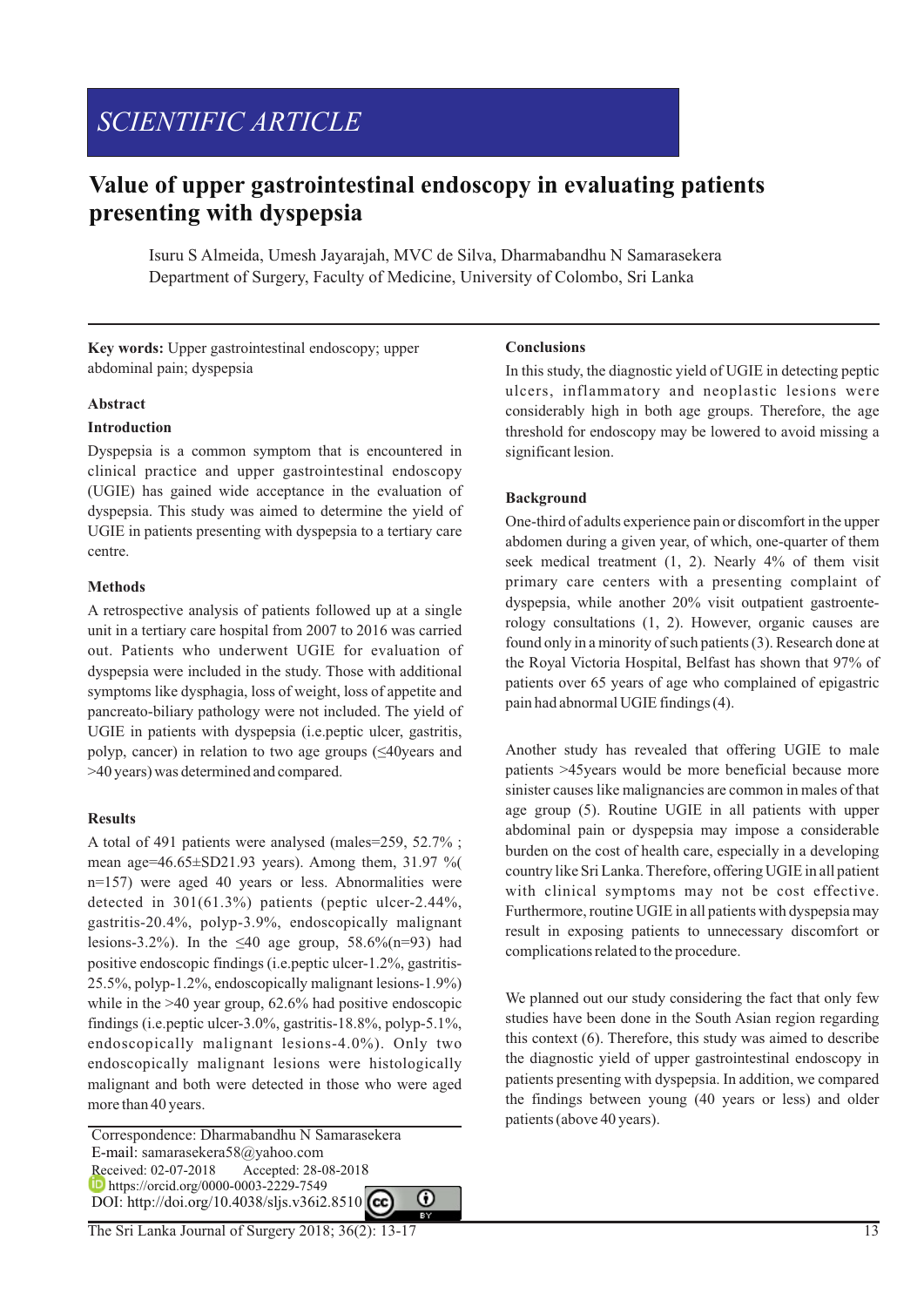SCIENTIFIC ARTICLE

# Value of upper gastrointestinal endoscopy in evaluating patients presenting with dyspepsia

Isuru S Almeida, Umesh Jayarajah, MVC de Silva, Dharmabandhu N Samarasekera
Department of Surgery, Faculty of Medicine, University of Colombo, Sri Lanka

**Key words:** Upper gastrointestinal endoscopy; upper abdominal pain; dyspepsia

## Abstract

### Introduction

Dyspepsia is a common symptom that is encountered in clinical practice and upper gastrointestinal endoscopy (UGIE) has gained wide acceptance in the evaluation of dyspepsia. This study was aimed to determine the yield of UGIE in patients presenting with dyspepsia to a tertiary care centre.

### Methods

A retrospective analysis of patients followed up at a single unit in a tertiary care hospital from 2007 to 2016 was carried out. Patients who underwent UGIE for evaluation of dyspepsia were included in the study. Those with additional symptoms like dysphagia, loss of weight, loss of appetite and pancreato-biliary pathology were not included. The yield of UGIE in patients with dyspepsia (i.e.peptic ulcer, gastritis, polyp, cancer) in relation to two age groups (≤40years and >40 years) was determined and compared.

### Results

A total of 491 patients were analysed (males=259, 52.7% ; mean age=46.65±SD21.93 years). Among them, 31.97 %( n=157) were aged 40 years or less. Abnormalities were detected in 301(61.3%) patients (peptic ulcer-2.44%, gastritis-20.4%, polyp-3.9%, endoscopically malignant lesions-3.2%). In the ≤40 age group, 58.6%(n=93) had positive endoscopic findings (i.e.peptic ulcer-1.2%, gastritis-25.5%, polyp-1.2%, endoscopically malignant lesions-1.9%) while in the >40 year group, 62.6% had positive endoscopic findings (i.e.peptic ulcer-3.0%, gastritis-18.8%, polyp-5.1%, endoscopically malignant lesions-4.0%). Only two endoscopically malignant lesions were histologically malignant and both were detected in those who were aged more than 40 years.

### Conclusions

In this study, the diagnostic yield of UGIE in detecting peptic ulcers, inflammatory and neoplastic lesions were considerably high in both age groups. Therefore, the age threshold for endoscopy may be lowered to avoid missing a significant lesion.

Correspondence: Dharmabandhu N Samarasekera
E-mail: samarasekera58@yahoo.com
Received: 02-07-2018 Accepted: 28-08-2018
https://orcid.org/0000-0003-2229-7549
DOI: http://doi.org/10.4038/sljs.v36i2.8510

## Background

One-third of adults experience pain or discomfort in the upper abdomen during a given year, of which, one-quarter of them seek medical treatment (1, 2). Nearly 4% of them visit primary care centers with a presenting complaint of dyspepsia, while another 20% visit outpatient gastroenterology consultations (1, 2). However, organic causes are found only in a minority of such patients (3). Research done at the Royal Victoria Hospital, Belfast has shown that 97% of patients over 65 years of age who complained of epigastric pain had abnormal UGIE findings (4).

Another study has revealed that offering UGIE to male patients >45years would be more beneficial because more sinister causes like malignancies are common in males of that age group (5). Routine UGIE in all patients with upper abdominal pain or dyspepsia may impose a considerable burden on the cost of health care, especially in a developing country like Sri Lanka. Therefore, offering UGIE in all patient with clinical symptoms may not be cost effective. Furthermore, routine UGIE in all patients with dyspepsia may result in exposing patients to unnecessary discomfort or complications related to the procedure.

We planned out our study considering the fact that only few studies have been done in the South Asian region regarding this context (6). Therefore, this study was aimed to describe the diagnostic yield of upper gastrointestinal endoscopy in patients presenting with dyspepsia. In addition, we compared the findings between young (40 years or less) and older patients (above 40 years).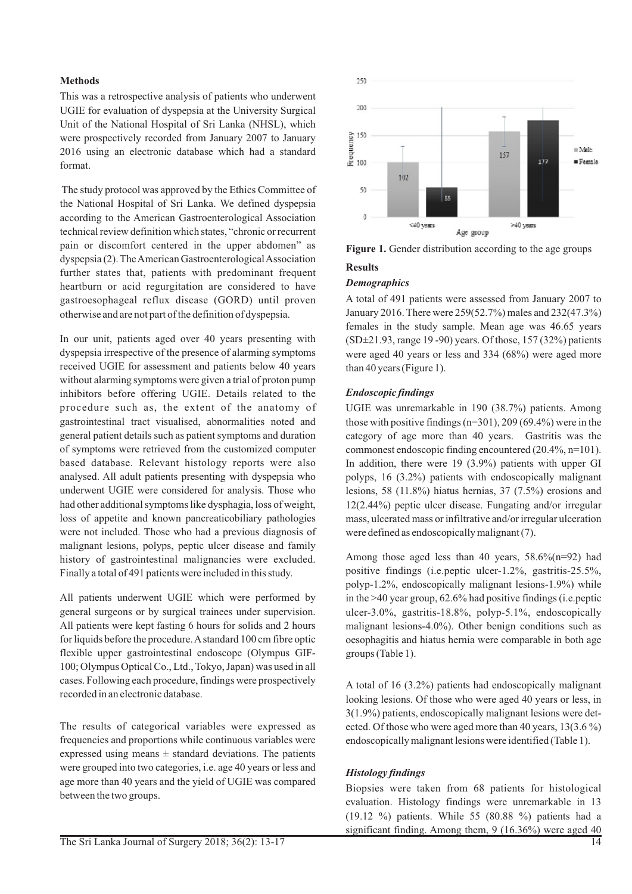### Methods

This was a retrospective analysis of patients who underwent UGIE for evaluation of dyspepsia at the University Surgical Unit of the National Hospital of Sri Lanka (NHSL), which were prospectively recorded from January 2007 to January 2016 using an electronic database which had a standard format.

The study protocol was approved by the Ethics Committee of the National Hospital of Sri Lanka. We defined dyspepsia according to the American Gastroenterological Association technical review definition which states, "chronic or recurrent pain or discomfort centered in the upper abdomen" as dyspepsia (2). The American Gastroenterological Association further states that, patients with predominant frequent heartburn or acid regurgitation are considered to have gastroesophageal reflux disease (GORD) until proven otherwise and are not part of the definition of dyspepsia.

In our unit, patients aged over 40 years presenting with dyspepsia irrespective of the presence of alarming symptoms received UGIE for assessment and patients below 40 years without alarming symptoms were given a trial of proton pump inhibitors before offering UGIE. Details related to the procedure such as, the extent of the anatomy of gastrointestinal tract visualised, abnormalities noted and general patient details such as patient symptoms and duration of symptoms were retrieved from the customized computer based database. Relevant histology reports were also analysed. All adult patients presenting with dyspepsia who underwent UGIE were considered for analysis. Those who had other additional symptoms like dysphagia, loss of weight, loss of appetite and known pancreaticobiliary pathologies were not included. Those who had a previous diagnosis of malignant lesions, polyps, peptic ulcer disease and family history of gastrointestinal malignancies were excluded. Finally a total of 491 patients were included in this study.

All patients underwent UGIE which were performed by general surgeons or by surgical trainees under supervision. All patients were kept fasting 6 hours for solids and 2 hours for liquids before the procedure. A standard 100 cm fibre optic flexible upper gastrointestinal endoscope (Olympus GIF-100; Olympus Optical Co., Ltd., Tokyo, Japan) was used in all cases. Following each procedure, findings were prospectively recorded in an electronic database.

The results of categorical variables were expressed as frequencies and proportions while continuous variables were expressed using means ± standard deviations. The patients were grouped into two categories, i.e. age 40 years or less and age more than 40 years and the yield of UGIE was compared between the two groups.

**Figure 1.** Gender distribution according to the age groups

### Results

#### *Demographics*

A total of 491 patients were assessed from January 2007 to January 2016. There were 259(52.7%) males and 232(47.3%) females in the study sample. Mean age was 46.65 years (SD±21.93, range 19 -90) years. Of those, 157 (32%) patients were aged 40 years or less and 334 (68%) were aged more than 40 years (Figure 1).

#### *Endoscopic findings*

UGIE was unremarkable in 190 (38.7%) patients. Among those with positive findings (n=301), 209 (69.4%) were in the category of age more than 40 years. Gastritis was the commonest endoscopic finding encountered (20.4%, n=101). In addition, there were 19 (3.9%) patients with upper GI polyps, 16 (3.2%) patients with endoscopically malignant lesions, 58 (11.8%) hiatus hernias, 37 (7.5%) erosions and 12(2.44%) peptic ulcer disease. Fungating and/or irregular mass, ulcerated mass or infiltrative and/or irregular ulceration were defined as endoscopically malignant (7).

Among those aged less than 40 years, 58.6%(n=92) had positive findings (i.e.peptic ulcer-1.2%, gastritis-25.5%, polyp-1.2%, endoscopically malignant lesions-1.9%) while in the >40 year group, 62.6% had positive findings (i.e.peptic ulcer-3.0%, gastritis-18.8%, polyp-5.1%, endoscopically malignant lesions-4.0%). Other benign conditions such as oesophagitis and hiatus hernia were comparable in both age groups (Table 1).

A total of 16 (3.2%) patients had endoscopically malignant looking lesions. Of those who were aged 40 years or less, in 3(1.9%) patients, endoscopically malignant lesions were detected. Of those who were aged more than 40 years, 13(3.6 %) endoscopically malignant lesions were identified (Table 1).

#### *Histology findings*

Biopsies were taken from 68 patients for histological evaluation. Histology findings were unremarkable in 13 (19.12 %) patients. While 55 (80.88 %) patients had a significant finding. Among them, 9 (16.36%) were aged 40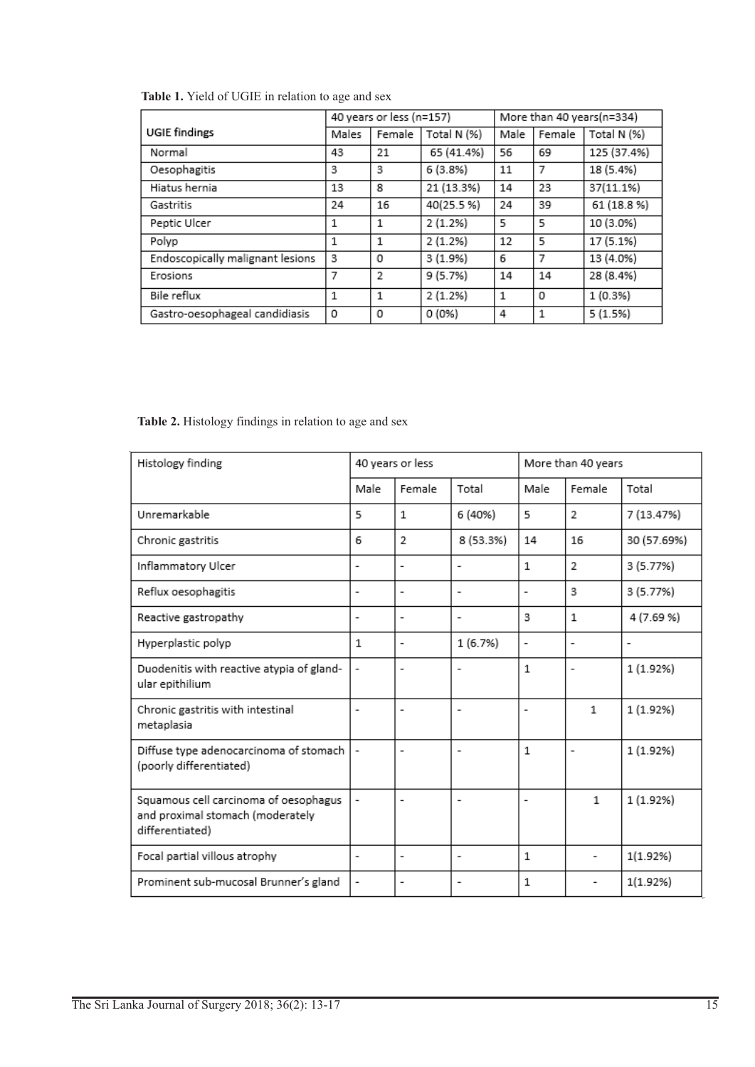**Table 1.** Yield of UGIE in relation to age and sex

| UGIE findings | 40 years or less (n=157) | | | More than 40 years(n=334) | | |
|---|---|---|---|---|---|---|
| | Males | Female | Total N (%) | Male | Female | Total N (%) |
| Normal | 43 | 21 | 65 (41.4%) | 56 | 69 | 125 (37.4%) |
| Oesophagitis | 3 | 3 | 6 (3.8%) | 11 | 7 | 18 (5.4%) |
| Hiatus hernia | 13 | 8 | 21 (13.3%) | 14 | 23 | 37(11.1%) |
| Gastritis | 24 | 16 | 40(25.5 %) | 24 | 39 | 61 (18.8 %) |
| Peptic Ulcer | 1 | 1 | 2 (1.2%) | 5 | 5 | 10 (3.0%) |
| Polyp | 1 | 1 | 2 (1.2%) | 12 | 5 | 17 (5.1%) |
| Endoscopically malignant lesions | 3 | 0 | 3 (1.9%) | 6 | 7 | 13 (4.0%) |
| Erosions | 7 | 2 | 9 (5.7%) | 14 | 14 | 28 (8.4%) |
| Bile reflux | 1 | 1 | 2 (1.2%) | 1 | 0 | 1 (0.3%) |
| Gastro-oesophageal candidiasis | 0 | 0 | 0 (0%) | 4 | 1 | 5 (1.5%) |

**Table 2.** Histology findings in relation to age and sex

| Histology finding | 40 years or less | | | More than 40 years | | |
|---|---|---|---|---|---|---|
| | Male | Female | Total | Male | Female | Total |
| Unremarkable | 5 | 1 | 6 (40%) | 5 | 2 | 7 (13.47%) |
| Chronic gastritis | 6 | 2 | 8 (53.3%) | 14 | 16 | 30 (57.69%) |
| Inflammatory Ulcer | - | - | - | 1 | 2 | 3 (5.77%) |
| Reflux oesophagitis | - | - | - | - | 3 | 3 (5.77%) |
| Reactive gastropathy | - | - | - | 3 | 1 | 4 (7.69 %) |
| Hyperplastic polyp | 1 | - | 1 (6.7%) | - | - | - |
| Duodenitis with reactive atypia of glandular epithilium | - | - | - | 1 | - | 1 (1.92%) |
| Chronic gastritis with intestinal metaplasia | - | - | - | - | 1 | 1 (1.92%) |
| Diffuse type adenocarcinoma of stomach (poorly differentiated) | - | - | - | 1 | - | 1 (1.92%) |
| Squamous cell carcinoma of oesophagus and proximal stomach (moderately differentiated) | - | - | - | - | 1 | 1 (1.92%) |
| Focal partial villous atrophy | - | - | - | 1 | - | 1(1.92%) |
| Prominent sub-mucosal Brunner's gland | - | - | - | 1 | - | 1(1.92%) |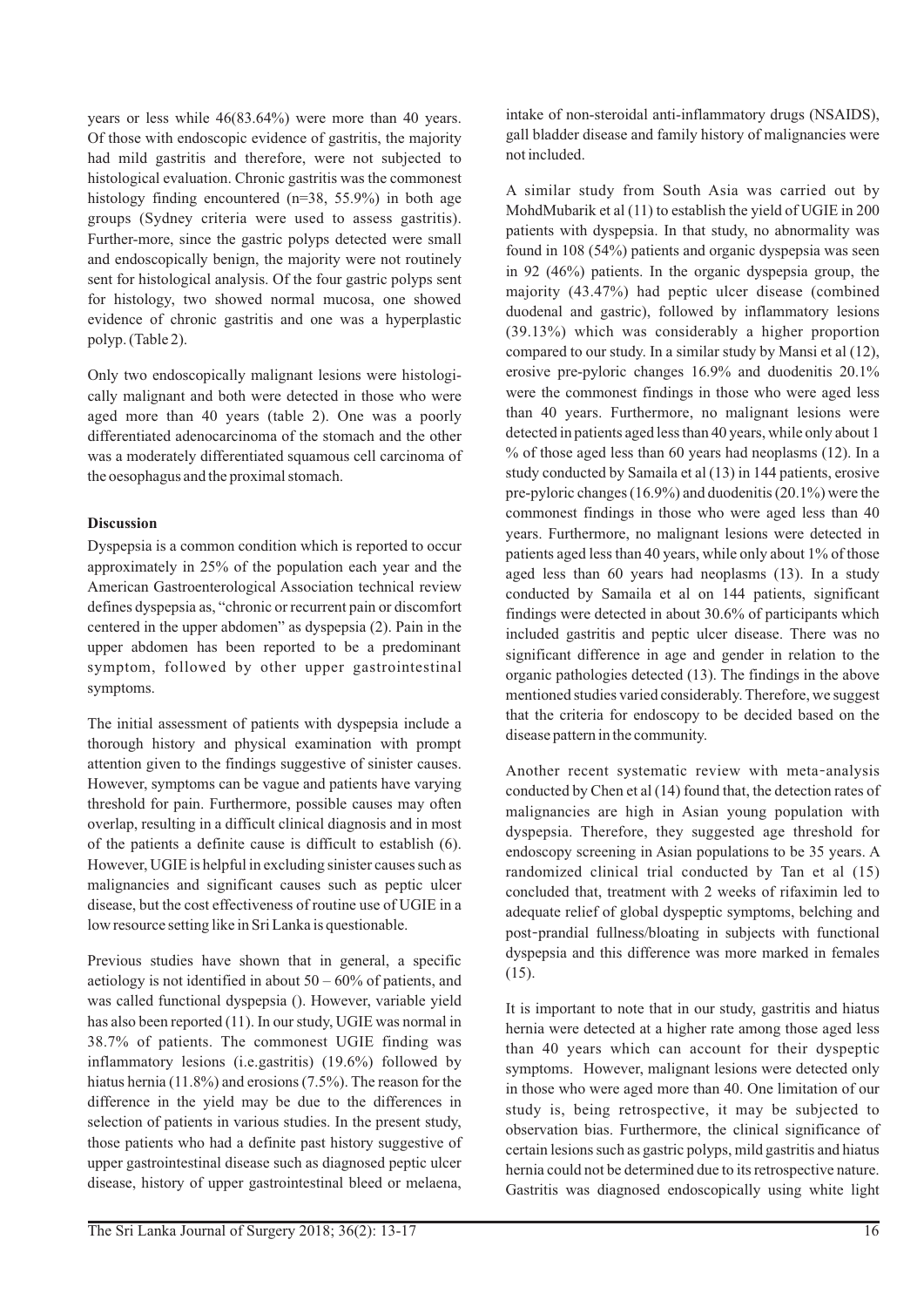years or less while 46(83.64%) were more than 40 years. Of those with endoscopic evidence of gastritis, the majority had mild gastritis and therefore, were not subjected to histological evaluation. Chronic gastritis was the commonest histology finding encountered (n=38, 55.9%) in both age groups (Sydney criteria were used to assess gastritis). Further-more, since the gastric polyps detected were small and endoscopically benign, the majority were not routinely sent for histological analysis. Of the four gastric polyps sent for histology, two showed normal mucosa, one showed evidence of chronic gastritis and one was a hyperplastic polyp. (Table 2).

Only two endoscopically malignant lesions were histologically malignant and both were detected in those who were aged more than 40 years (table 2). One was a poorly differentiated adenocarcinoma of the stomach and the other was a moderately differentiated squamous cell carcinoma of the oesophagus and the proximal stomach.

**Discussion**

Dyspepsia is a common condition which is reported to occur approximately in 25% of the population each year and the American Gastroenterological Association technical review defines dyspepsia as, "chronic or recurrent pain or discomfort centered in the upper abdomen" as dyspepsia (2). Pain in the upper abdomen has been reported to be a predominant symptom, followed by other upper gastrointestinal symptoms.

The initial assessment of patients with dyspepsia include a thorough history and physical examination with prompt attention given to the findings suggestive of sinister causes. However, symptoms can be vague and patients have varying threshold for pain. Furthermore, possible causes may often overlap, resulting in a difficult clinical diagnosis and in most of the patients a definite cause is difficult to establish (6). However, UGIE is helpful in excluding sinister causes such as malignancies and significant causes such as peptic ulcer disease, but the cost effectiveness of routine use of UGIE in a low resource setting like in Sri Lanka is questionable.

Previous studies have shown that in general, a specific aetiology is not identified in about 50 – 60% of patients, and was called functional dyspepsia (). However, variable yield has also been reported (11). In our study, UGIE was normal in 38.7% of patients. The commonest UGIE finding was inflammatory lesions (i.e.gastritis) (19.6%) followed by hiatus hernia (11.8%) and erosions (7.5%). The reason for the difference in the yield may be due to the differences in selection of patients in various studies. In the present study, those patients who had a definite past history suggestive of upper gastrointestinal disease such as diagnosed peptic ulcer disease, history of upper gastrointestinal bleed or melaena, intake of non-steroidal anti-inflammatory drugs (NSAIDS), gall bladder disease and family history of malignancies were not included.

A similar study from South Asia was carried out by MohdMubarik et al (11) to establish the yield of UGIE in 200 patients with dyspepsia. In that study, no abnormality was found in 108 (54%) patients and organic dyspepsia was seen in 92 (46%) patients. In the organic dyspepsia group, the majority (43.47%) had peptic ulcer disease (combined duodenal and gastric), followed by inflammatory lesions (39.13%) which was considerably a higher proportion compared to our study. In a similar study by Mansi et al (12), erosive pre-pyloric changes 16.9% and duodenitis 20.1% were the commonest findings in those who were aged less than 40 years. Furthermore, no malignant lesions were detected in patients aged less than 40 years, while only about 1 % of those aged less than 60 years had neoplasms (12). In a study conducted by Samaila et al (13) in 144 patients, erosive pre-pyloric changes (16.9%) and duodenitis (20.1%) were the commonest findings in those who were aged less than 40 years. Furthermore, no malignant lesions were detected in patients aged less than 40 years, while only about 1% of those aged less than 60 years had neoplasms (13). In a study conducted by Samaila et al on 144 patients, significant findings were detected in about 30.6% of participants which included gastritis and peptic ulcer disease. There was no significant difference in age and gender in relation to the organic pathologies detected (13). The findings in the above mentioned studies varied considerably. Therefore, we suggest that the criteria for endoscopy to be decided based on the disease pattern in the community.

Another recent systematic review with meta-analysis conducted by Chen et al (14) found that, the detection rates of malignancies are high in Asian young population with dyspepsia. Therefore, they suggested age threshold for endoscopy screening in Asian populations to be 35 years. A randomized clinical trial conducted by Tan et al (15) concluded that, treatment with 2 weeks of rifaximin led to adequate relief of global dyspeptic symptoms, belching and post-prandial fullness/bloating in subjects with functional dyspepsia and this difference was more marked in females (15).

It is important to note that in our study, gastritis and hiatus hernia were detected at a higher rate among those aged less than 40 years which can account for their dyspeptic symptoms. However, malignant lesions were detected only in those who were aged more than 40. One limitation of our study is, being retrospective, it may be subjected to observation bias. Furthermore, the clinical significance of certain lesions such as gastric polyps, mild gastritis and hiatus hernia could not be determined due to its retrospective nature. Gastritis was diagnosed endoscopically using white light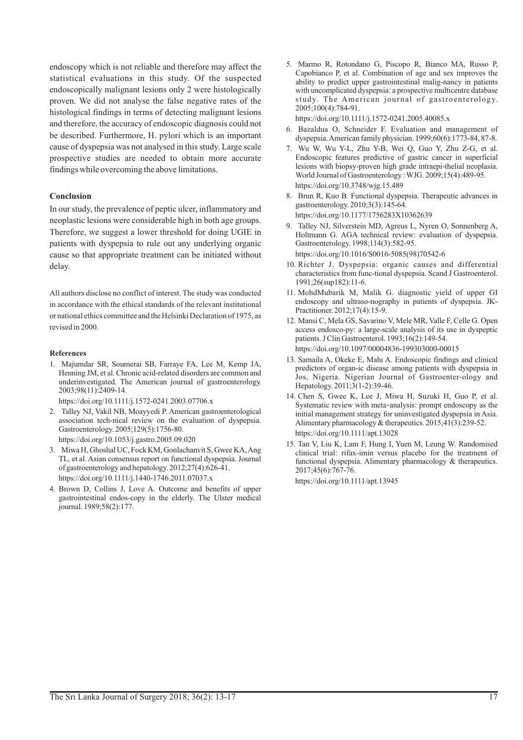endoscopy which is not reliable and therefore may affect the statistical evaluations in this study. Of the suspected endoscopically malignant lesions only 2 were histologically proven. We did not analyse the false negative rates of the histological findings in terms of detecting malignant lesions and therefore, the accuracy of endoscopic diagnosis could not be described. Furthermore, H. pylori which is an important cause of dyspepsia was not analysed in this study. Large scale prospective studies are needed to obtain more accurate findings while overcoming the above limitations.

## Conclusion

In our study, the prevalence of peptic ulcer, inflammatory and neoplastic lesions were considerable high in both age groups. Therefore, we suggest a lower threshold for doing UGIE in patients with dyspepsia to rule out any underlying organic cause so that appropriate treatment can be initiated without delay.

All authors disclose no conflict of interest. The study was conducted in accordance with the ethical standards of the relevant institutional or national ethics committee and the Helsinki Declaration of 1975, as revised in 2000.

## References

1. Majumdar SR, Soumerai SB, Farraye FA, Lee M, Kemp JA, Henning JM, et al. Chronic acid-related disorders are common and underinvestigated. The American journal of gastroenterology. 2003;98(11):2409-14. https://doi.org/10.1111/j.1572-0241.2003.07706.x
2. Talley NJ, Vakil NB, Moayyedi P. American gastroenterological association tech-nical review on the evaluation of dyspepsia. Gastroenterology. 2005;129(5):1756-80. https://doi.org/10.1053/j.gastro.2005.09.020
3. Miwa H, Ghoshal UC, Fock KM, Gonlachanvit S, Gwee KA, Ang TL, et al. Asian consensus report on functional dyspepsia. Journal of gastroenterology and hepatology. 2012;27(4):626-41. https://doi.org/10.1111/j.1440-1746.2011.07037.x
4. Brown D, Collins J, Love A. Outcome and benefits of upper gastrointestinal endos-copy in the elderly. The Ulster medical journal. 1989;58(2):177.
5. Marmo R, Rotondano G, Piscopo R, Bianco MA, Russo P, Capobianco P, et al. Combination of age and sex improves the ability to predict upper gastrointestinal malig-nancy in patients with uncomplicated dyspepsia: a prospective multicentre database study. The American journal of gastroenterology. 2005;100(4):784-91. https://doi.org/10.1111/j.1572-0241.2005.40085.x
6. Bazaldua O, Schneider F. Evaluation and management of dyspepsia. American family physician. 1999;60(6):1773-84, 87-8.
7. Wu W, Wu Y-L, Zhu Y-B, Wei Q, Guo Y, Zhu Z-G, et al. Endoscopic features predictive of gastric cancer in superficial lesions with biopsy-proven high grade intraepi-thelial neoplasia. World Journal of Gastroenterology : WJG. 2009;15(4):489-95. https://doi.org/10.3748/wjg.15.489
8. Brun R, Kuo B. Functional dyspepsia. Therapeutic advances in gastroenterology. 2010;3(3):145-64. https://doi.org/10.1177/1756283X10362639
9. Talley NJ, Silverstein MD, Agreus L, Nyren O, Sonnenberg A, Holtmann G. AGA technical review: evaluation of dyspepsia. Gastroenterology. 1998;114(3):582-95. https://doi.org/10.1016/S0016-5085(98)70542-6
10. Richter J. Dyspepsia: organic causes and differential characteristics from func-tional dyspepsia. Scand J Gastroenterol. 1991;26(sup182):11-6.
11. MohdMubarik M, Malik G. diagnostic yield of upper GI endoscopy and ultraso-nography in patients of dyspepsia. JK-Practitioner. 2012;17(4):15-9.
12. Mansi C, Mela GS, Savarino V, Mele MR, Valle F, Celle G. Open access endosco-py: a large-scale analysis of its use in dyspeptic patients. J Clin Gastroenterol. 1993;16(2):149-54. https://doi.org/10.1097/00004836-199303000-00015
13. Samaila A, Okeke E, Malu A. Endoscopic findings and clinical predictors of organ-ic disease among patients with dyspepsia in Jos, Nigeria. Nigerian Journal of Gastroenter-ology and Hepatology. 2011;3(1-2):39-46.
14. Chen S, Gwee K, Lee J, Miwa H, Suzuki H, Guo P, et al. Systematic review with meta‐analysis: prompt endoscopy as the initial management strategy for uninvestigated dyspepsia in Asia. Alimentary pharmacology & therapeutics. 2015;41(3):239-52. https://doi.org/10.1111/apt.13028
15. Tan V, Liu K, Lam F, Hung I, Yuen M, Leung W. Randomised clinical trial: rifax-imin versus placebo for the treatment of functional dyspepsia. Alimentary pharmacology & therapeutics. 2017;45(6):767-76. https://doi.org/10.1111/apt.13945